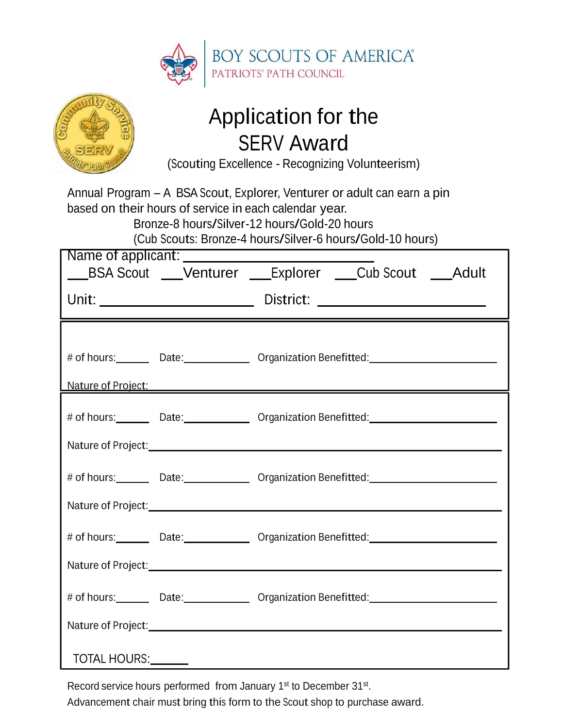BOY SCOUTS OF AMERICA®
PATRIOTS' PATH COUNCIL

# Application for the SERV Award

(Scouting Excellence - Recognizing Volunteerism)

Annual Program – A BSA Scout, Explorer, Venturer or adult can earn a pin based on their hours of service in each calendar year.

Bronze-8 hours/Silver-12 hours/Gold-20 hours

(Cub Scouts: Bronze-4 hours/Silver-6 hours/Gold-10 hours)

Name of applicant: ______________________________

___BSA Scout ___Venturer ___Explorer ___Cub Scout ___Adult

Unit: ________________________ District: ___________________________

# of hours:______ Date:___________ Organization Benefitted:______________________

Nature of Project: ____________________________________________________________

# of hours:______ Date:___________ Organization Benefitted:______________________

Nature of Project: ____________________________________________________________

# of hours:______ Date:___________ Organization Benefitted:______________________

Nature of Project: ____________________________________________________________

# of hours:______ Date:___________ Organization Benefitted:______________________

Nature of Project: ____________________________________________________________

# of hours:______ Date:___________ Organization Benefitted:______________________

Nature of Project: ____________________________________________________________

TOTAL HOURS:______

Record service hours performed from January 1st to December 31st.

Advancement chair must bring this form to the Scout shop to purchase award.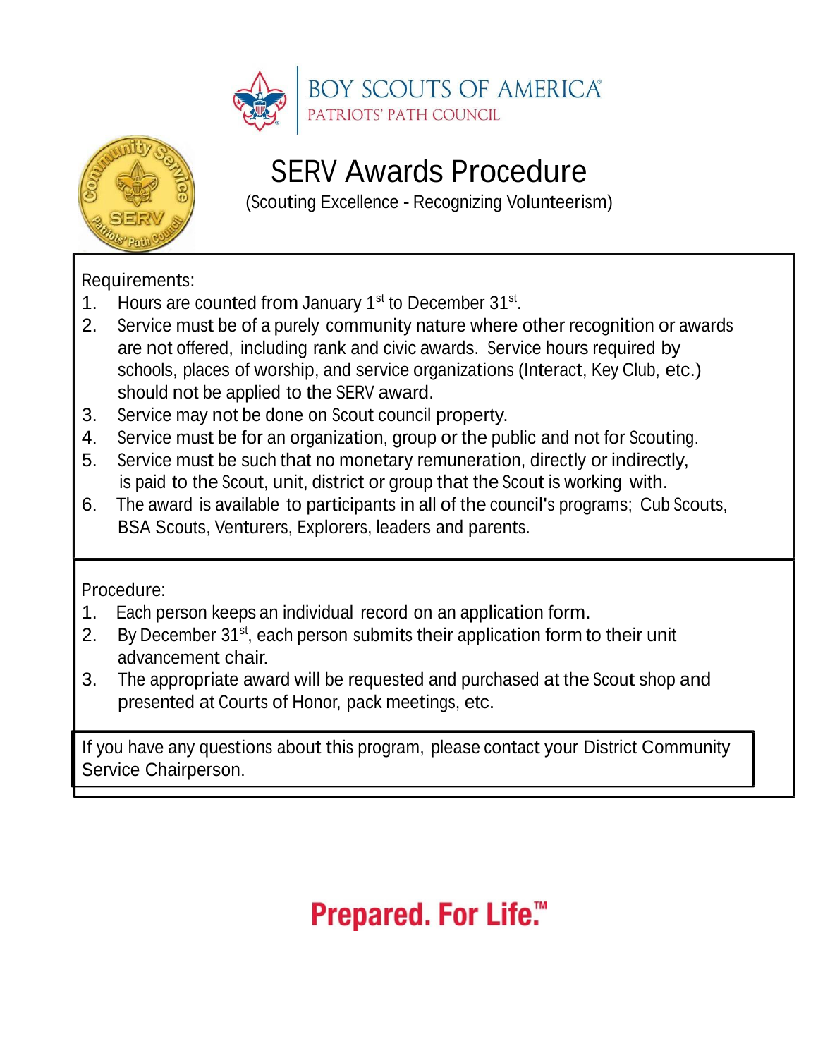BOY SCOUTS OF AMERICA®
PATRIOTS' PATH COUNCIL

# SERV Awards Procedure

(Scouting Excellence - Recognizing Volunteerism)

Requirements:

1. Hours are counted from January 1st to December 31st.
2. Service must be of a purely community nature where other recognition or awards are not offered, including rank and civic awards. Service hours required by schools, places of worship, and service organizations (Interact, Key Club, etc.) should not be applied to the SERV award.
3. Service may not be done on Scout council property.
4. Service must be for an organization, group or the public and not for Scouting.
5. Service must be such that no monetary remuneration, directly or indirectly, is paid to the Scout, unit, district or group that the Scout is working with.
6. The award is available to participants in all of the council's programs; Cub Scouts, BSA Scouts, Venturers, Explorers, leaders and parents.

Procedure:

1. Each person keeps an individual record on an application form.
2. By December 31st, each person submits their application form to their unit advancement chair.
3. The appropriate award will be requested and purchased at the Scout shop and presented at Courts of Honor, pack meetings, etc.

If you have any questions about this program, please contact your District Community Service Chairperson.

**Prepared. For Life.™**